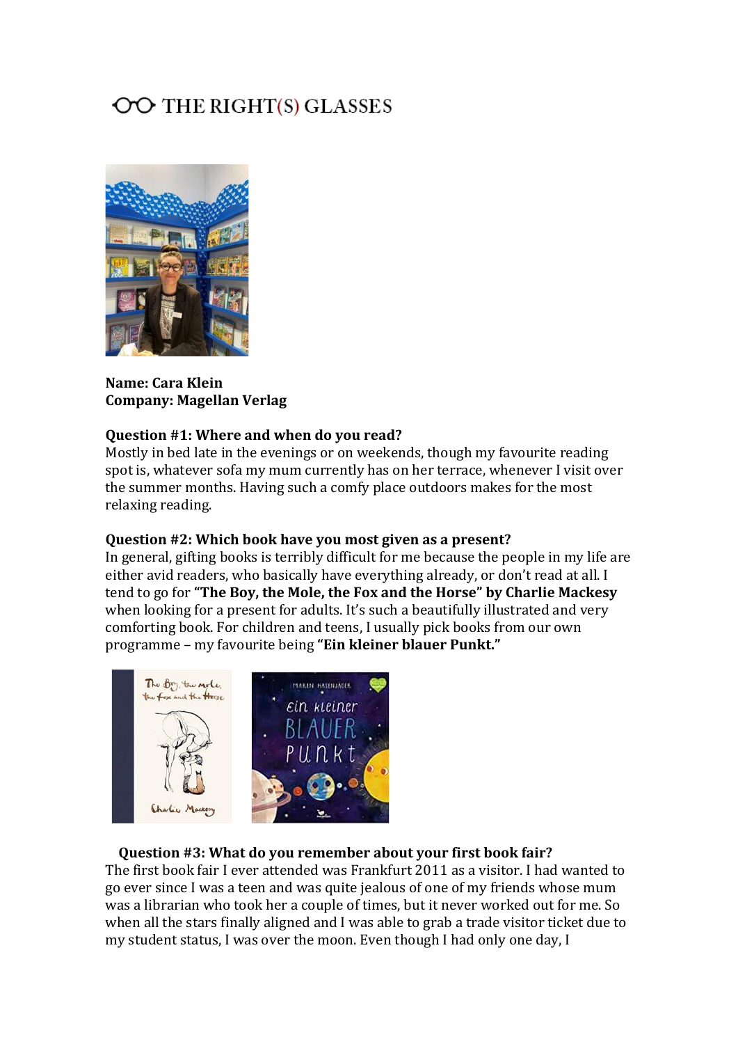# THE RIGHT(S) GLASSES

**Name: Cara Klein**
**Company: Magellan Verlag**

**Question #1: Where and when do you read?**
Mostly in bed late in the evenings or on weekends, though my favourite reading spot is, whatever sofa my mum currently has on her terrace, whenever I visit over the summer months. Having such a comfy place outdoors makes for the most relaxing reading.

**Question #2: Which book have you most given as a present?**
In general, gifting books is terribly difficult for me because the people in my life are either avid readers, who basically have everything already, or don't read at all. I tend to go for **"The Boy, the Mole, the Fox and the Horse" by Charlie Mackesy** when looking for a present for adults. It's such a beautifully illustrated and very comforting book. For children and teens, I usually pick books from our own programme – my favourite being **"Ein kleiner blauer Punkt."**

**Question #3: What do you remember about your first book fair?**
The first book fair I ever attended was Frankfurt 2011 as a visitor. I had wanted to go ever since I was a teen and was quite jealous of one of my friends whose mum was a librarian who took her a couple of times, but it never worked out for me. So when all the stars finally aligned and I was able to grab a trade visitor ticket due to my student status, I was over the moon. Even though I had only one day, I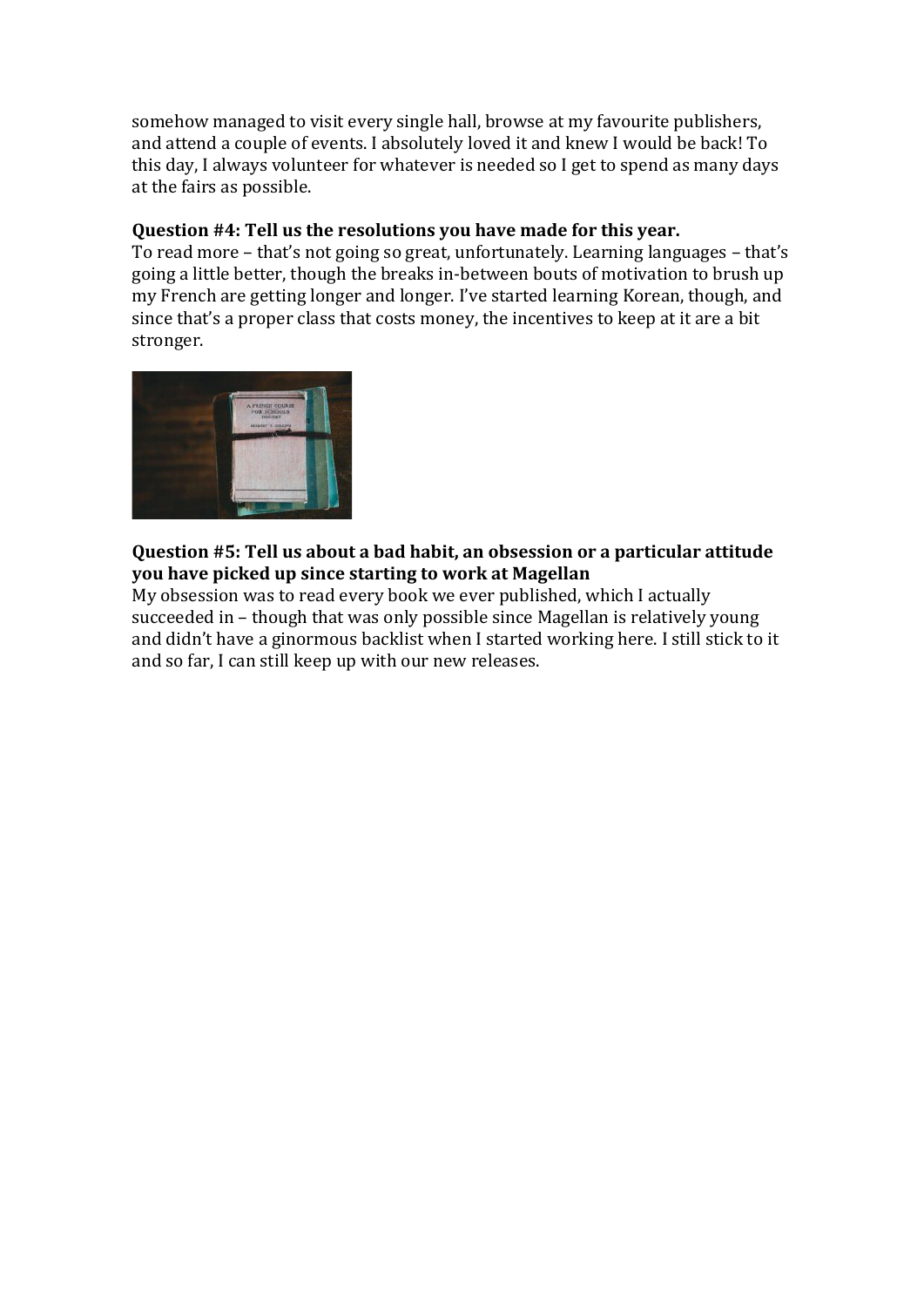somehow managed to visit every single hall, browse at my favourite publishers, and attend a couple of events. I absolutely loved it and knew I would be back! To this day, I always volunteer for whatever is needed so I get to spend as many days at the fairs as possible.

**Question #4: Tell us the resolutions you have made for this year.**

To read more – that's not going so great, unfortunately. Learning languages – that's going a little better, though the breaks in-between bouts of motivation to brush up my French are getting longer and longer. I've started learning Korean, though, and since that's a proper class that costs money, the incentives to keep at it are a bit stronger.

**Question #5: Tell us about a bad habit, an obsession or a particular attitude you have picked up since starting to work at Magellan**

My obsession was to read every book we ever published, which I actually succeeded in – though that was only possible since Magellan is relatively young and didn't have a ginormous backlist when I started working here. I still stick to it and so far, I can still keep up with our new releases.